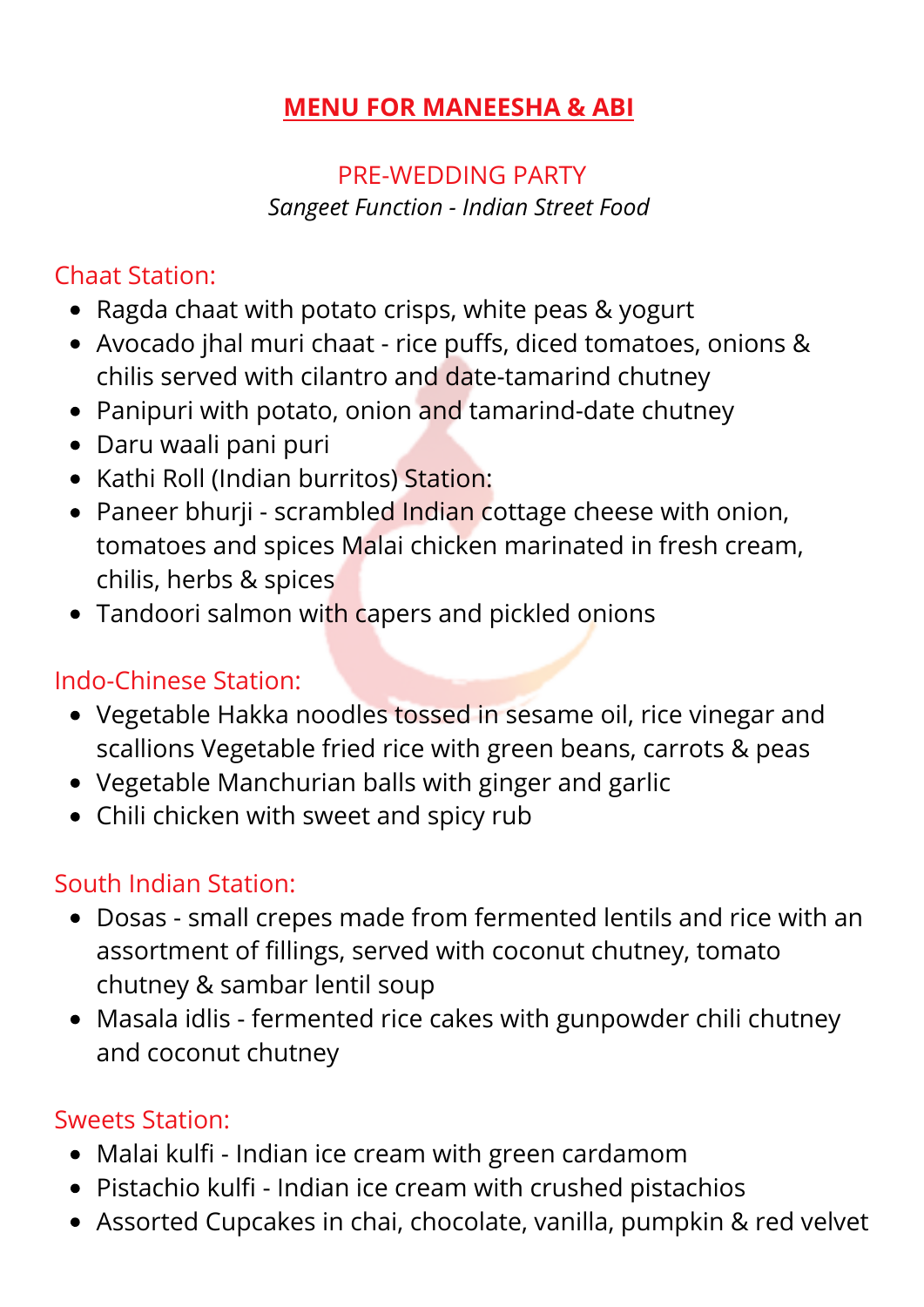# MENU FOR MANEESHA & ABI

## PRE-WEDDING PARTY

*Sangeet Function - Indian Street Food*

### Chaat Station:

- Ragda chaat with potato crisps, white peas & yogurt
- Avocado jhal muri chaat - rice puffs, diced tomatoes, onions & chilis served with cilantro and date-tamarind chutney
- Panipuri with potato, onion and tamarind-date chutney
- Daru waali pani puri
- Kathi Roll (Indian burritos) Station:
- Paneer bhurji - scrambled Indian cottage cheese with onion, tomatoes and spices Malai chicken marinated in fresh cream, chilis, herbs & spices
- Tandoori salmon with capers and pickled onions

### Indo-Chinese Station:

- Vegetable Hakka noodles tossed in sesame oil, rice vinegar and scallions Vegetable fried rice with green beans, carrots & peas
- Vegetable Manchurian balls with ginger and garlic
- Chili chicken with sweet and spicy rub

### South Indian Station:

- Dosas - small crepes made from fermented lentils and rice with an assortment of fillings, served with coconut chutney, tomato chutney & sambar lentil soup
- Masala idlis - fermented rice cakes with gunpowder chili chutney and coconut chutney

### Sweets Station:

- Malai kulfi - Indian ice cream with green cardamom
- Pistachio kulfi - Indian ice cream with crushed pistachios
- Assorted Cupcakes in chai, chocolate, vanilla, pumpkin & red velvet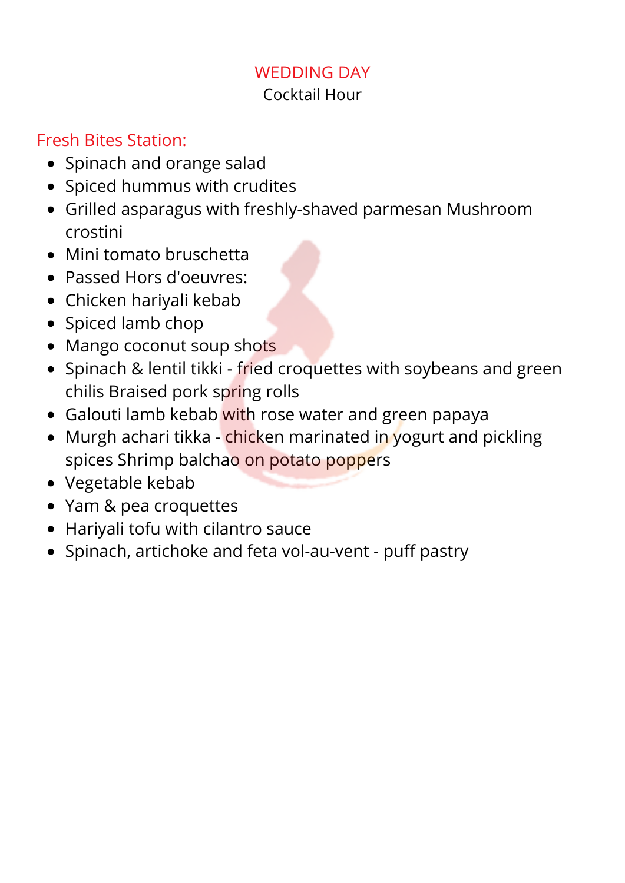## WEDDING DAY

Cocktail Hour

### Fresh Bites Station:

- Spinach and orange salad
- Spiced hummus with crudites
- Grilled asparagus with freshly-shaved parmesan Mushroom crostini
- Mini tomato bruschetta
- Passed Hors d'oeuvres:
- Chicken hariyali kebab
- Spiced lamb chop
- Mango coconut soup shots
- Spinach & lentil tikki - fried croquettes with soybeans and green chilis Braised pork spring rolls
- Galouti lamb kebab with rose water and green papaya
- Murgh achari tikka - chicken marinated in yogurt and pickling spices Shrimp balchao on potato poppers
- Vegetable kebab
- Yam & pea croquettes
- Hariyali tofu with cilantro sauce
- Spinach, artichoke and feta vol-au-vent - puff pastry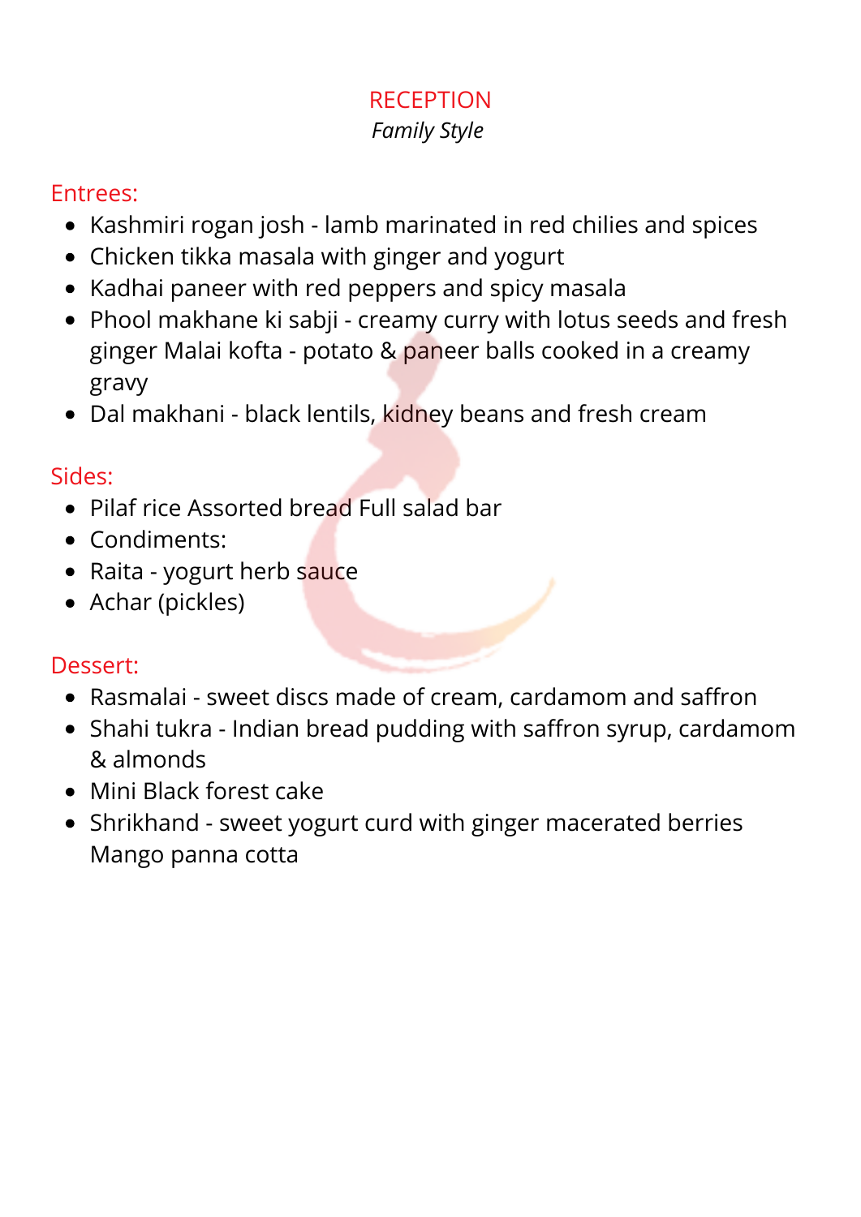## RECEPTION

*Family Style*

### Entrees:

- Kashmiri rogan josh - lamb marinated in red chilies and spices
- Chicken tikka masala with ginger and yogurt
- Kadhai paneer with red peppers and spicy masala
- Phool makhane ki sabji - creamy curry with lotus seeds and fresh ginger Malai kofta - potato & paneer balls cooked in a creamy gravy
- Dal makhani - black lentils, kidney beans and fresh cream

### Sides:

- Pilaf rice Assorted bread Full salad bar
- Condiments:
- Raita - yogurt herb sauce
- Achar (pickles)

### Dessert:

- Rasmalai - sweet discs made of cream, cardamom and saffron
- Shahi tukra - Indian bread pudding with saffron syrup, cardamom & almonds
- Mini Black forest cake
- Shrikhand - sweet yogurt curd with ginger macerated berries Mango panna cotta